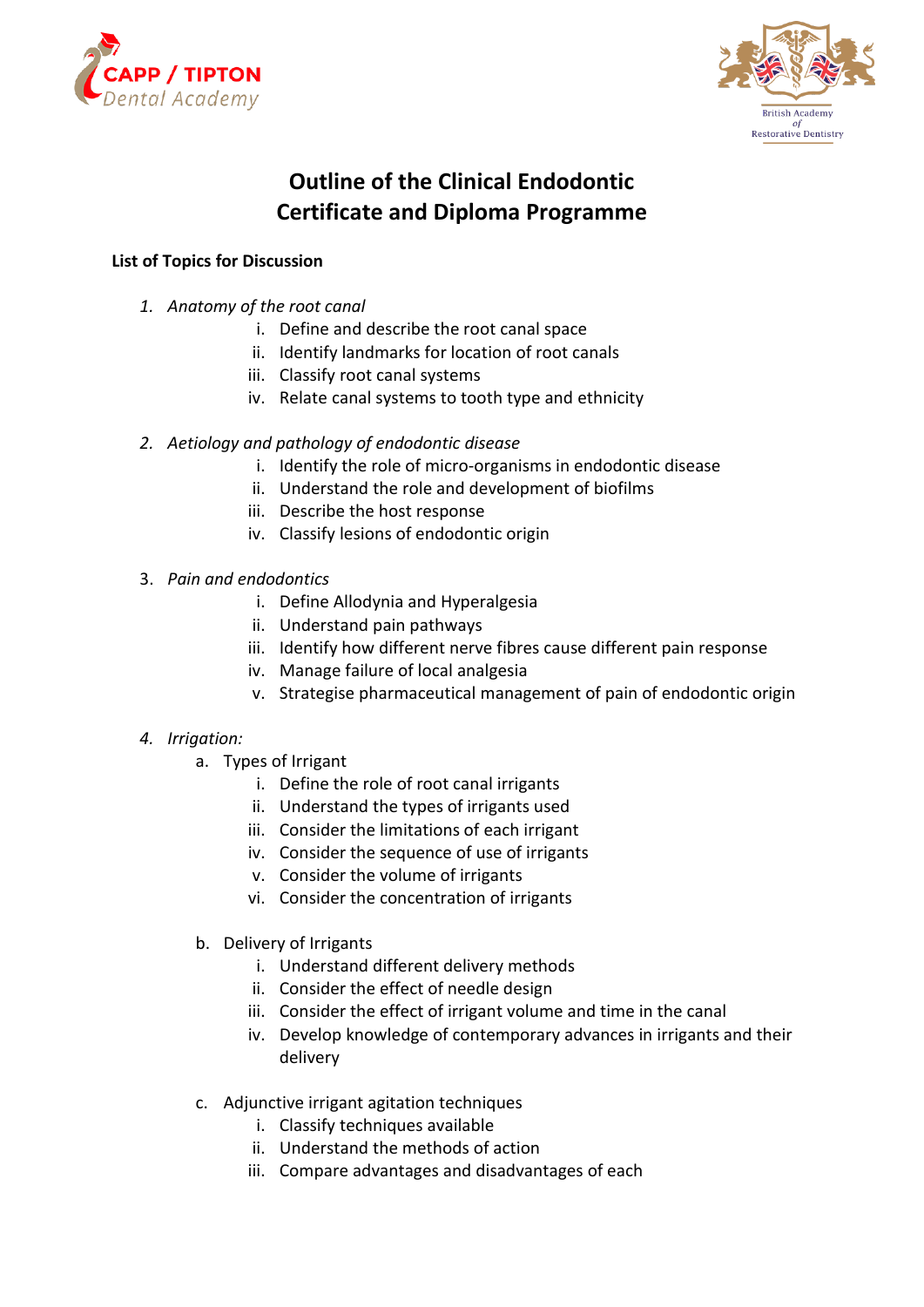# Outline of the Clinical Endodontic Certificate and Diploma Programme

**List of Topics for Discussion**

1. *Anatomy of the root canal*
   - i. Define and describe the root canal space
   - ii. Identify landmarks for location of root canals
   - iii. Classify root canal systems
   - iv. Relate canal systems to tooth type and ethnicity

2. *Aetiology and pathology of endodontic disease*
   - i. Identify the role of micro-organisms in endodontic disease
   - ii. Understand the role and development of biofilms
   - iii. Describe the host response
   - iv. Classify lesions of endodontic origin

3. *Pain and endodontics*
   - i. Define Allodynia and Hyperalgesia
   - ii. Understand pain pathways
   - iii. Identify how different nerve fibres cause different pain response
   - iv. Manage failure of local analgesia
   - v. Strategise pharmaceutical management of pain of endodontic origin

4. *Irrigation:*
   - a. Types of Irrigant
     - i. Define the role of root canal irrigants
     - ii. Understand the types of irrigants used
     - iii. Consider the limitations of each irrigant
     - iv. Consider the sequence of use of irrigants
     - v. Consider the volume of irrigants
     - vi. Consider the concentration of irrigants
   - b. Delivery of Irrigants
     - i. Understand different delivery methods
     - ii. Consider the effect of needle design
     - iii. Consider the effect of irrigant volume and time in the canal
     - iv. Develop knowledge of contemporary advances in irrigants and their delivery
   - c. Adjunctive irrigant agitation techniques
     - i. Classify techniques available
     - ii. Understand the methods of action
     - iii. Compare advantages and disadvantages of each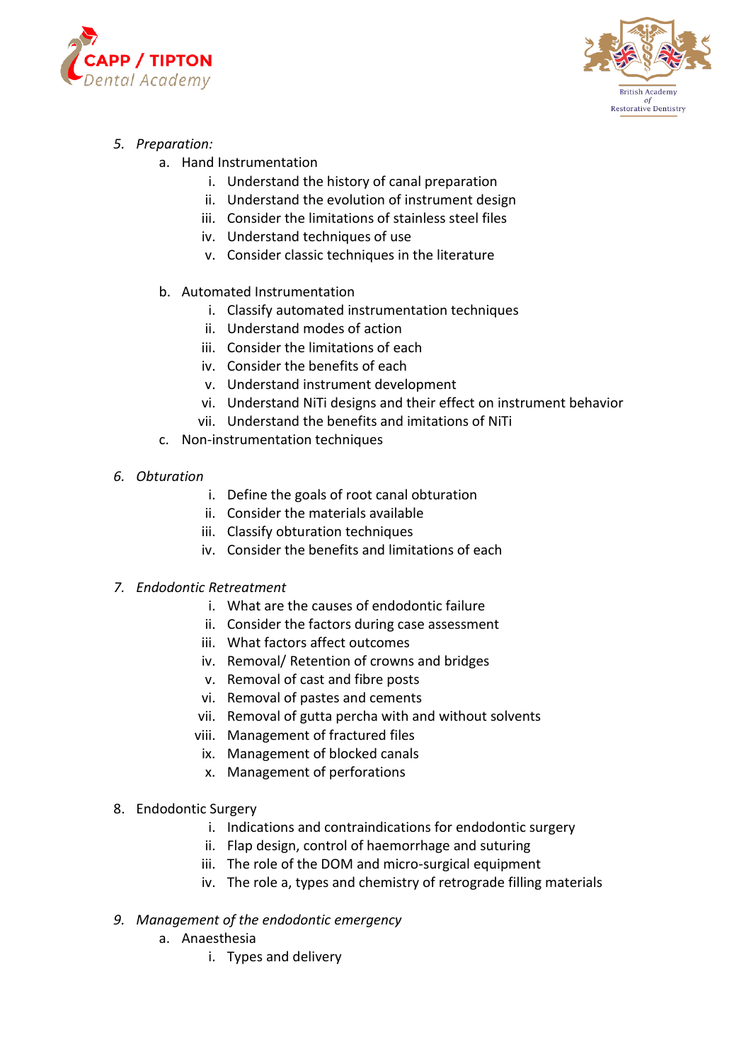5. *Preparation:*
    a. Hand Instrumentation
        i. Understand the history of canal preparation
        ii. Understand the evolution of instrument design
        iii. Consider the limitations of stainless steel files
        iv. Understand techniques of use
        v. Consider classic techniques in the literature

    b. Automated Instrumentation
        i. Classify automated instrumentation techniques
        ii. Understand modes of action
        iii. Consider the limitations of each
        iv. Consider the benefits of each
        v. Understand instrument development
        vi. Understand NiTi designs and their effect on instrument behavior
        vii. Understand the benefits and imitations of NiTi
    c. Non-instrumentation techniques

6. *Obturation*
    i. Define the goals of root canal obturation
    ii. Consider the materials available
    iii. Classify obturation techniques
    iv. Consider the benefits and limitations of each

7. *Endodontic Retreatment*
    i. What are the causes of endodontic failure
    ii. Consider the factors during case assessment
    iii. What factors affect outcomes
    iv. Removal/ Retention of crowns and bridges
    v. Removal of cast and fibre posts
    vi. Removal of pastes and cements
    vii. Removal of gutta percha with and without solvents
    viii. Management of fractured files
    ix. Management of blocked canals
    x. Management of perforations

8. Endodontic Surgery
    i. Indications and contraindications for endodontic surgery
    ii. Flap design, control of haemorrhage and suturing
    iii. The role of the DOM and micro-surgical equipment
    iv. The role a, types and chemistry of retrograde filling materials

9. *Management of the endodontic emergency*
    a. Anaesthesia
        i. Types and delivery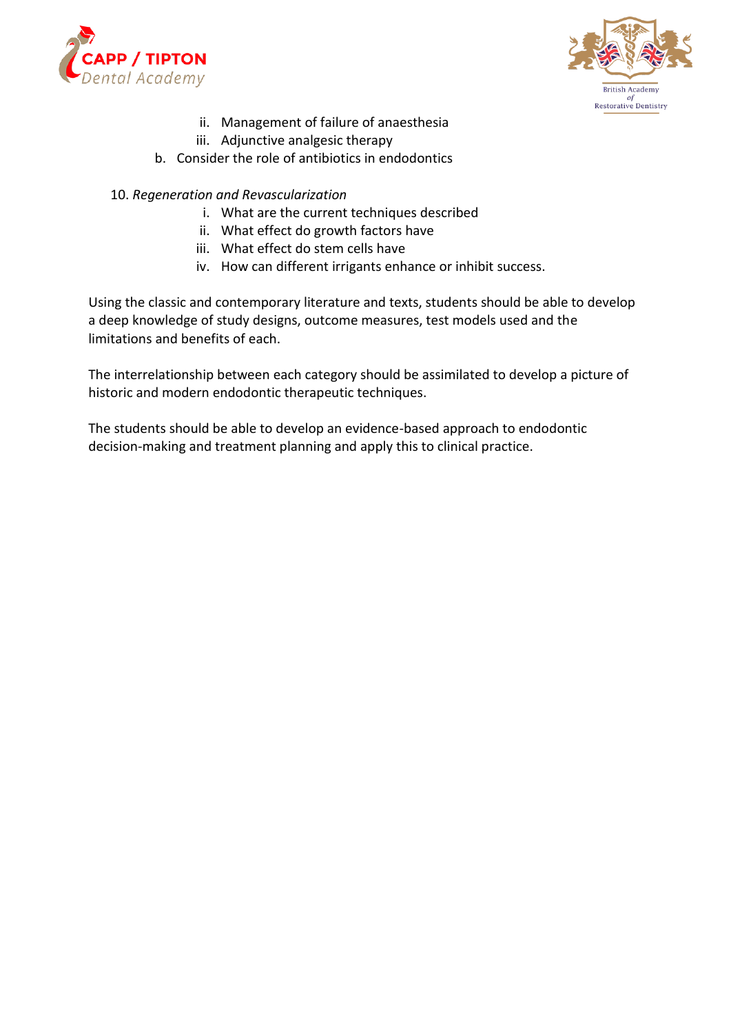ii. Management of failure of anaesthesia
   iii. Adjunctive analgesic therapy
   b. Consider the role of antibiotics in endodontics

10. *Regeneration and Revascularization*
    i. What are the current techniques described
    ii. What effect do growth factors have
    iii. What effect do stem cells have
    iv. How can different irrigants enhance or inhibit success.

Using the classic and contemporary literature and texts, students should be able to develop a deep knowledge of study designs, outcome measures, test models used and the limitations and benefits of each.

The interrelationship between each category should be assimilated to develop a picture of historic and modern endodontic therapeutic techniques.

The students should be able to develop an evidence-based approach to endodontic decision-making and treatment planning and apply this to clinical practice.